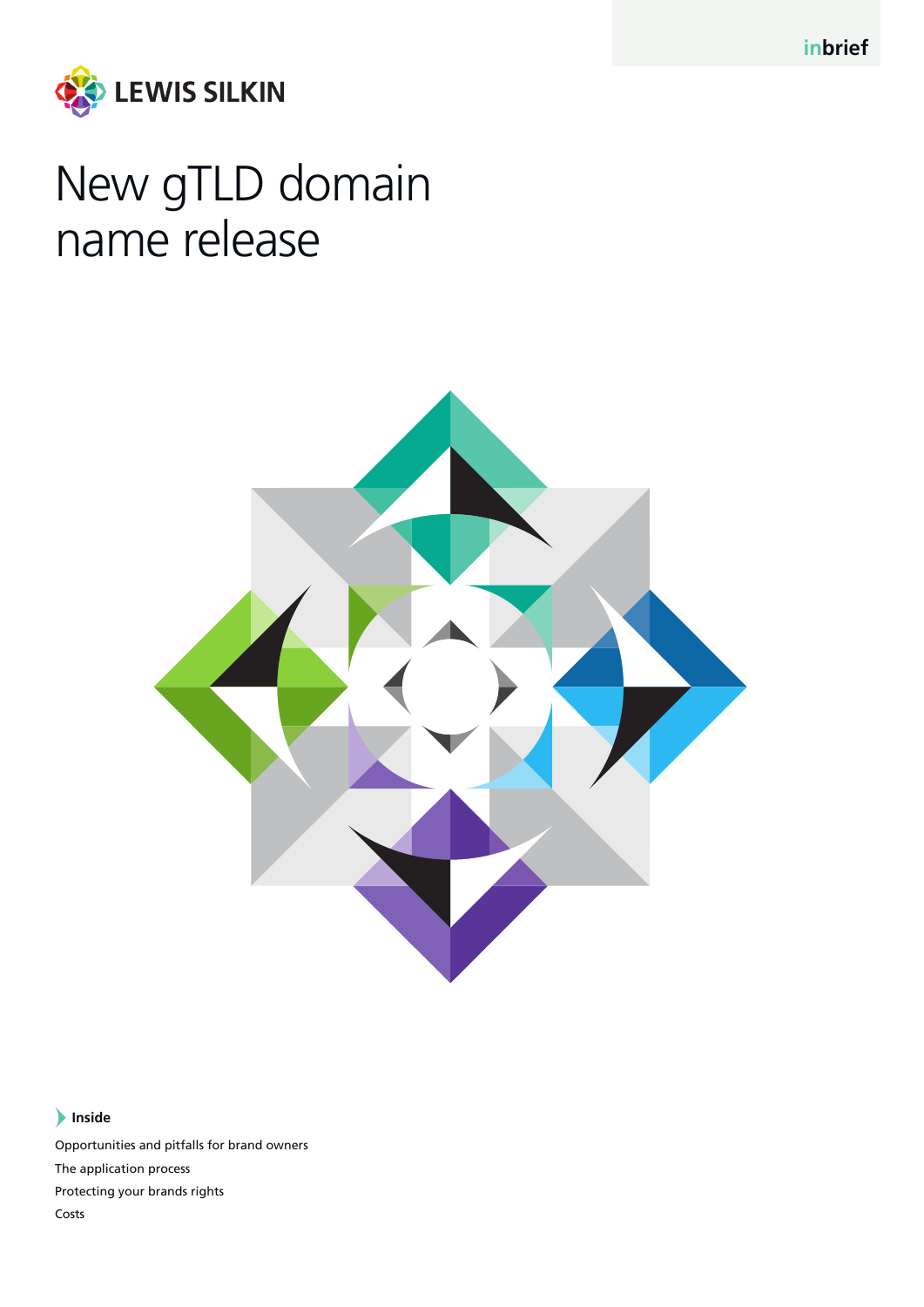inbrief

LEWIS SILKIN

# New gTLD domain name release

**Inside**

Opportunities and pitfalls for brand owners

The application process

Protecting your brands rights

Costs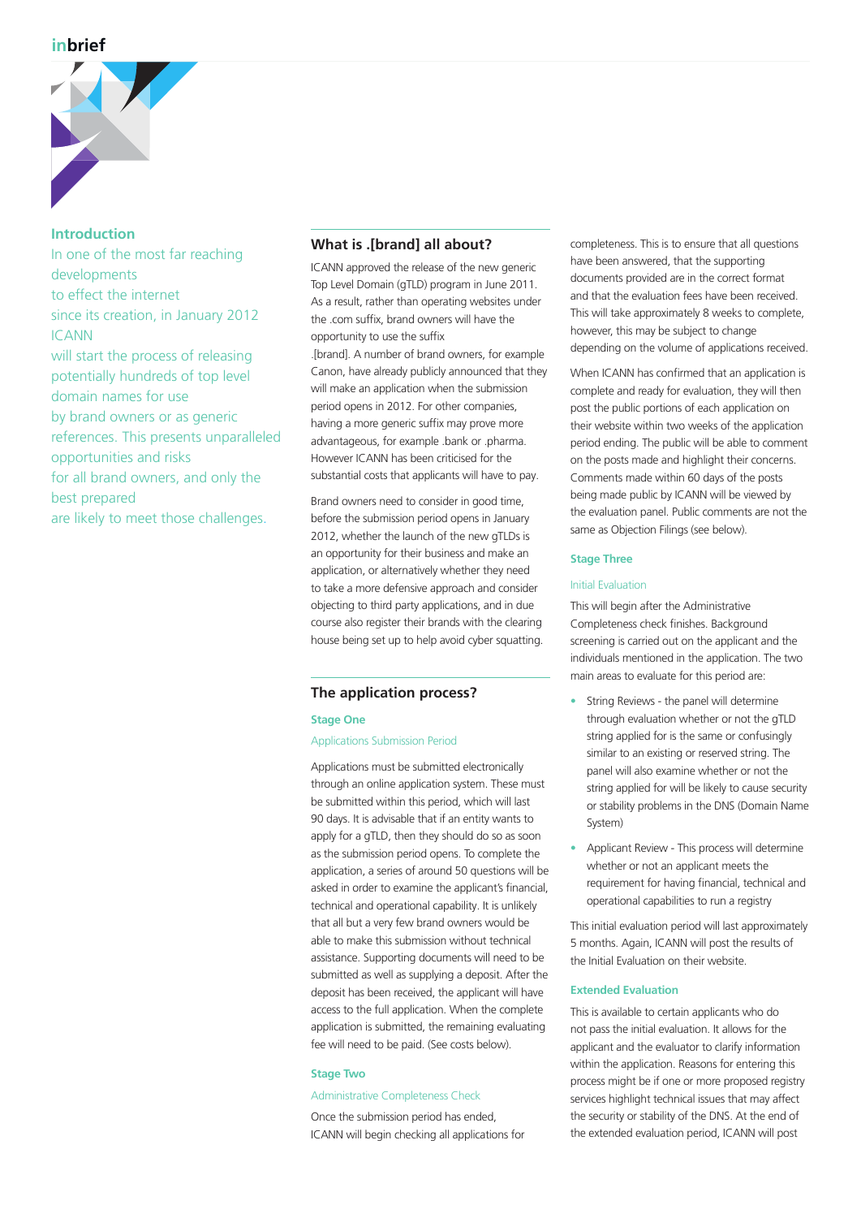inbrief

## Introduction

In one of the most far reaching developments to effect the internet since its creation, in January 2012 ICANN will start the process of releasing potentially hundreds of top level domain names for use by brand owners or as generic references. This presents unparalleled opportunities and risks for all brand owners, and only the best prepared are likely to meet those challenges.

## What is .[brand] all about?

ICANN approved the release of the new generic Top Level Domain (gTLD) program in June 2011. As a result, rather than operating websites under the .com suffix, brand owners will have the opportunity to use the suffix .[brand]. A number of brand owners, for example Canon, have already publicly announced that they will make an application when the submission period opens in 2012. For other companies, having a more generic suffix may prove more advantageous, for example .bank or .pharma. However ICANN has been criticised for the substantial costs that applicants will have to pay.

Brand owners need to consider in good time, before the submission period opens in January 2012, whether the launch of the new gTLDs is an opportunity for their business and make an application, or alternatively whether they need to take a more defensive approach and consider objecting to third party applications, and in due course also register their brands with the clearing house being set up to help avoid cyber squatting.

## The application process?

### Stage One

Applications Submission Period

Applications must be submitted electronically through an online application system. These must be submitted within this period, which will last 90 days. It is advisable that if an entity wants to apply for a gTLD, then they should do so as soon as the submission period opens. To complete the application, a series of around 50 questions will be asked in order to examine the applicant's financial, technical and operational capability. It is unlikely that all but a very few brand owners would be able to make this submission without technical assistance. Supporting documents will need to be submitted as well as supplying a deposit. After the deposit has been received, the applicant will have access to the full application. When the complete application is submitted, the remaining evaluating fee will need to be paid. (See costs below).

### Stage Two

Administrative Completeness Check

Once the submission period has ended, ICANN will begin checking all applications for completeness. This is to ensure that all questions have been answered, that the supporting documents provided are in the correct format and that the evaluation fees have been received. This will take approximately 8 weeks to complete, however, this may be subject to change depending on the volume of applications received.

When ICANN has confirmed that an application is complete and ready for evaluation, they will then post the public portions of each application on their website within two weeks of the application period ending. The public will be able to comment on the posts made and highlight their concerns. Comments made within 60 days of the posts being made public by ICANN will be viewed by the evaluation panel. Public comments are not the same as Objection Filings (see below).

### Stage Three

Initial Evaluation

This will begin after the Administrative Completeness check finishes. Background screening is carried out on the applicant and the individuals mentioned in the application. The two main areas to evaluate for this period are:

- String Reviews - the panel will determine through evaluation whether or not the gTLD string applied for is the same or confusingly similar to an existing or reserved string. The panel will also examine whether or not the string applied for will be likely to cause security or stability problems in the DNS (Domain Name System)
- Applicant Review - This process will determine whether or not an applicant meets the requirement for having financial, technical and operational capabilities to run a registry

This initial evaluation period will last approximately 5 months. Again, ICANN will post the results of the Initial Evaluation on their website.

### Extended Evaluation

This is available to certain applicants who do not pass the initial evaluation. It allows for the applicant and the evaluator to clarify information within the application. Reasons for entering this process might be if one or more proposed registry services highlight technical issues that may affect the security or stability of the DNS. At the end of the extended evaluation period, ICANN will post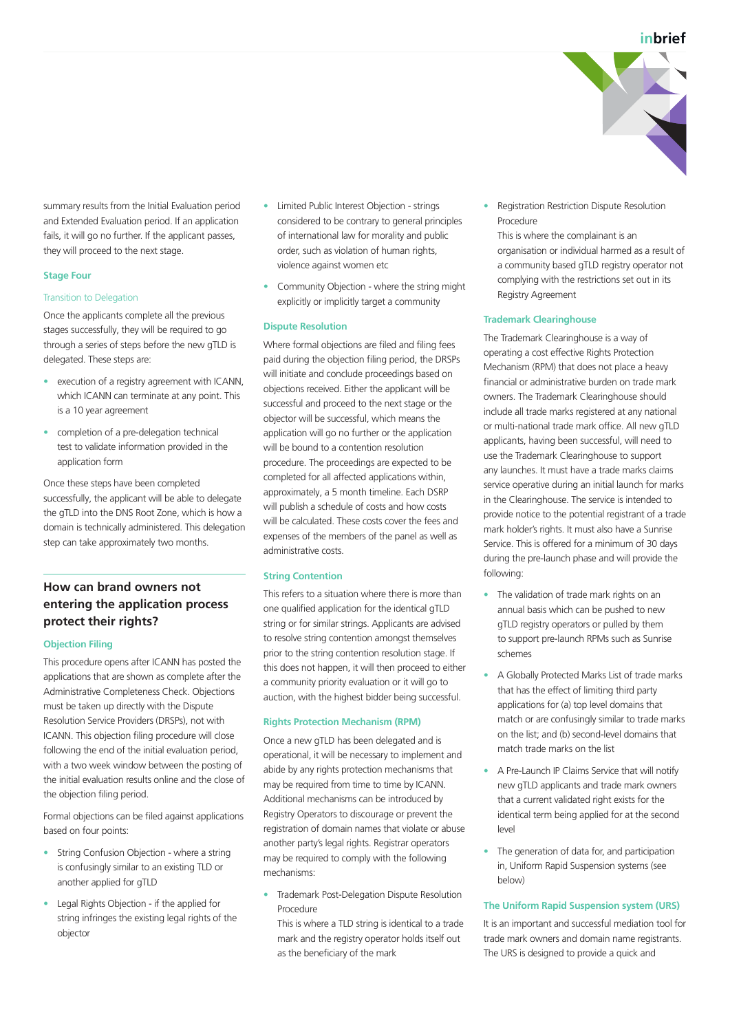summary results from the Initial Evaluation period and Extended Evaluation period. If an application fails, it will go no further. If the applicant passes, they will proceed to the next stage.

### Stage Four

#### Transition to Delegation

Once the applicants complete all the previous stages successfully, they will be required to go through a series of steps before the new gTLD is delegated. These steps are:

- execution of a registry agreement with ICANN, which ICANN can terminate at any point. This is a 10 year agreement
- completion of a pre-delegation technical test to validate information provided in the application form

Once these steps have been completed successfully, the applicant will be able to delegate the gTLD into the DNS Root Zone, which is how a domain is technically administered. This delegation step can take approximately two months.

## How can brand owners not entering the application process protect their rights?

### Objection Filing

This procedure opens after ICANN has posted the applications that are shown as complete after the Administrative Completeness Check. Objections must be taken up directly with the Dispute Resolution Service Providers (DRSPs), not with ICANN. This objection filing procedure will close following the end of the initial evaluation period, with a two week window between the posting of the initial evaluation results online and the close of the objection filing period.

Formal objections can be filed against applications based on four points:

- String Confusion Objection - where a string is confusingly similar to an existing TLD or another applied for gTLD
- Legal Rights Objection - if the applied for string infringes the existing legal rights of the objector
- Limited Public Interest Objection - strings considered to be contrary to general principles of international law for morality and public order, such as violation of human rights, violence against women etc
- Community Objection - where the string might explicitly or implicitly target a community

### Dispute Resolution

Where formal objections are filed and filing fees paid during the objection filing period, the DRSPs will initiate and conclude proceedings based on objections received. Either the applicant will be successful and proceed to the next stage or the objector will be successful, which means the application will go no further or the application will be bound to a contention resolution procedure. The proceedings are expected to be completed for all affected applications within, approximately, a 5 month timeline. Each DSRP will publish a schedule of costs and how costs will be calculated. These costs cover the fees and expenses of the members of the panel as well as administrative costs.

### String Contention

This refers to a situation where there is more than one qualified application for the identical gTLD string or for similar strings. Applicants are advised to resolve string contention amongst themselves prior to the string contention resolution stage. If this does not happen, it will then proceed to either a community priority evaluation or it will go to auction, with the highest bidder being successful.

### Rights Protection Mechanism (RPM)

Once a new gTLD has been delegated and is operational, it will be necessary to implement and abide by any rights protection mechanisms that may be required from time to time by ICANN. Additional mechanisms can be introduced by Registry Operators to discourage or prevent the registration of domain names that violate or abuse another party's legal rights. Registrar operators may be required to comply with the following mechanisms:

- Trademark Post-Delegation Dispute Resolution Procedure
  This is where a TLD string is identical to a trade mark and the registry operator holds itself out as the beneficiary of the mark
- Registration Restriction Dispute Resolution Procedure
  This is where the complainant is an organisation or individual harmed as a result of a community based gTLD registry operator not complying with the restrictions set out in its Registry Agreement

### Trademark Clearinghouse

The Trademark Clearinghouse is a way of operating a cost effective Rights Protection Mechanism (RPM) that does not place a heavy financial or administrative burden on trade mark owners. The Trademark Clearinghouse should include all trade marks registered at any national or multi-national trade mark office. All new gTLD applicants, having been successful, will need to use the Trademark Clearinghouse to support any launches. It must have a trade marks claims service operative during an initial launch for marks in the Clearinghouse. The service is intended to provide notice to the potential registrant of a trade mark holder's rights. It must also have a Sunrise Service. This is offered for a minimum of 30 days during the pre-launch phase and will provide the following:

- The validation of trade mark rights on an annual basis which can be pushed to new gTLD registry operators or pulled by them to support pre-launch RPMs such as Sunrise schemes
- A Globally Protected Marks List of trade marks that has the effect of limiting third party applications for (a) top level domains that match or are confusingly similar to trade marks on the list; and (b) second-level domains that match trade marks on the list
- A Pre-Launch IP Claims Service that will notify new gTLD applicants and trade mark owners that a current validated right exists for the identical term being applied for at the second level
- The generation of data for, and participation in, Uniform Rapid Suspension systems (see below)

### The Uniform Rapid Suspension system (URS)

It is an important and successful mediation tool for trade mark owners and domain name registrants. The URS is designed to provide a quick and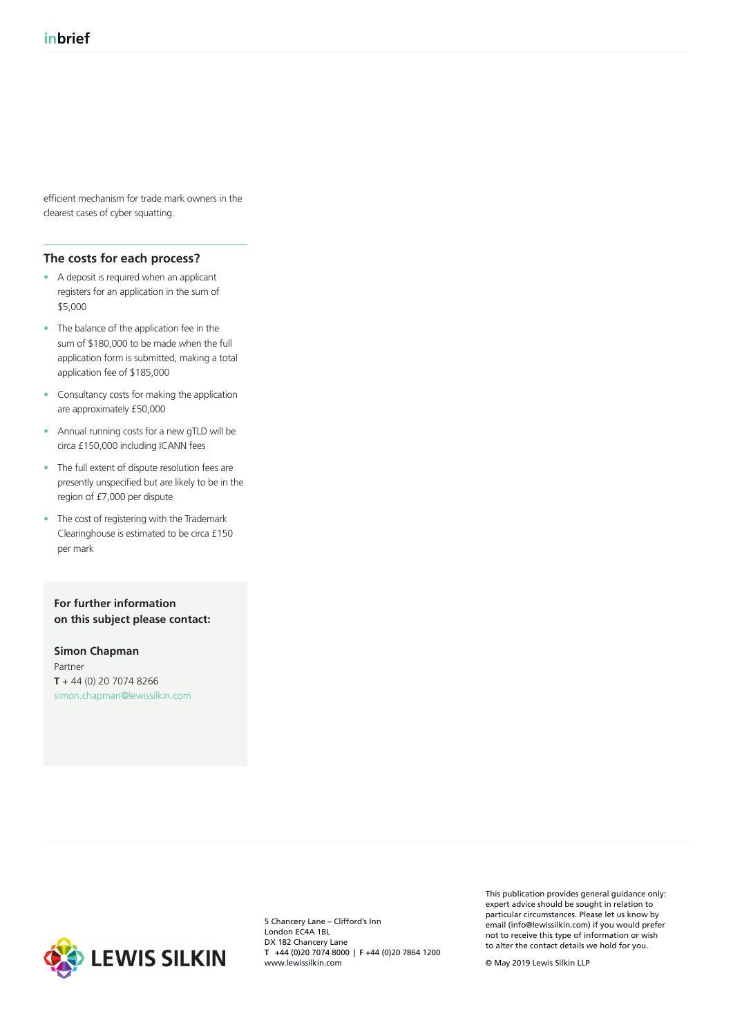efficient mechanism for trade mark owners in the clearest cases of cyber squatting.

## The costs for each process?

- A deposit is required when an applicant registers for an application in the sum of $5,000
- The balance of the application fee in the sum of $180,000 to be made when the full application form is submitted, making a total application fee of $185,000
- Consultancy costs for making the application are approximately £50,000
- Annual running costs for a new gTLD will be circa £150,000 including ICANN fees
- The full extent of dispute resolution fees are presently unspecified but are likely to be in the region of £7,000 per dispute
- The cost of registering with the Trademark Clearinghouse is estimated to be circa £150 per mark

**For further information on this subject please contact:**

**Simon Chapman**
Partner
**T** + 44 (0) 20 7074 8266
simon.chapman@lewissilkin.com

LEWIS SILKIN

5 Chancery Lane – Clifford's Inn
London EC4A 1BL
DX 182 Chancery Lane
**T** +44 (0)20 7074 8000 | **F** +44 (0)20 7864 1200
www.lewissilkin.com

This publication provides general guidance only: expert advice should be sought in relation to particular circumstances. Please let us know by email (info@lewissilkin.com) if you would prefer not to receive this type of information or wish to alter the contact details we hold for you.

© May 2019 Lewis Silkin LLP